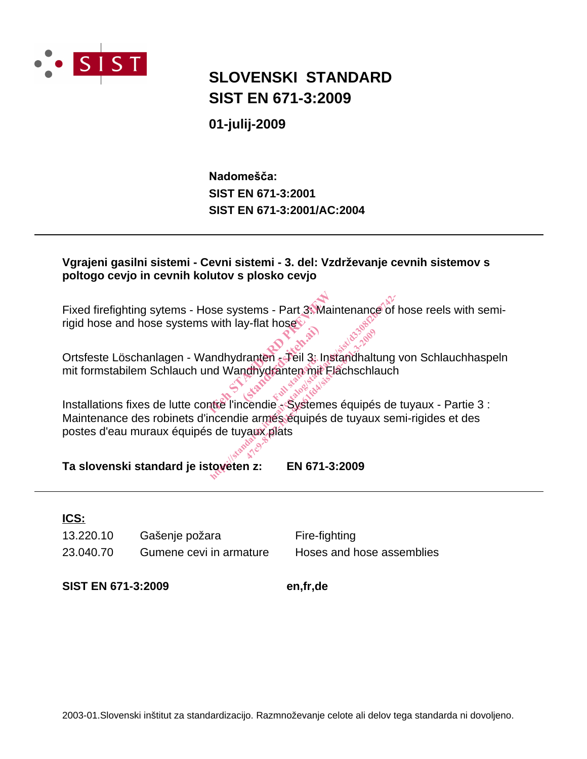SIST

# SLOVENSKI STANDARD
# SIST EN 671-3:2009

**01-julij-2009**

**Nadomešča:**
**SIST EN 671-3:2001**
**SIST EN 671-3:2001/AC:2004**

---

**Vgrajeni gasilni sistemi - Cevni sistemi - 3. del: Vzdrževanje cevnih sistemov s poltogo cevjo in cevnih kolutov s plosko cevjo**

Fixed firefighting sytems - Hose systems - Part 3: Maintenance of hose reels with semi-rigid hose and hose systems with lay-flat hose

Ortsfeste Löschanlagen - Wandhydranten - Teil 3: Instandhaltung von Schlauchhaspeln mit formstabilem Schlauch und Wandhydranten mit Flachschlauch

Installations fixes de lutte contre l'incendie - Systemes équipés de tuyaux - Partie 3 : Maintenance des robinets d'incendie armés équipés de tuyaux semi-rigides et des postes d'eau muraux équipés de tuyaux plats

**Ta slovenski standard je istoveten z:** **EN 671-3:2009**

---

**ICS:**

| | | |
|---|---|---|
| 13.220.10 | Gašenje požara | Fire-fighting |
| 23.040.70 | Gumene cevi in armature | Hoses and hose assemblies |

**SIST EN 671-3:2009** **en,fr,de**

2003-01.Slovenski inštitut za standardizacijo. Razmnoževanje celote ali delov tega standarda ni dovoljeno.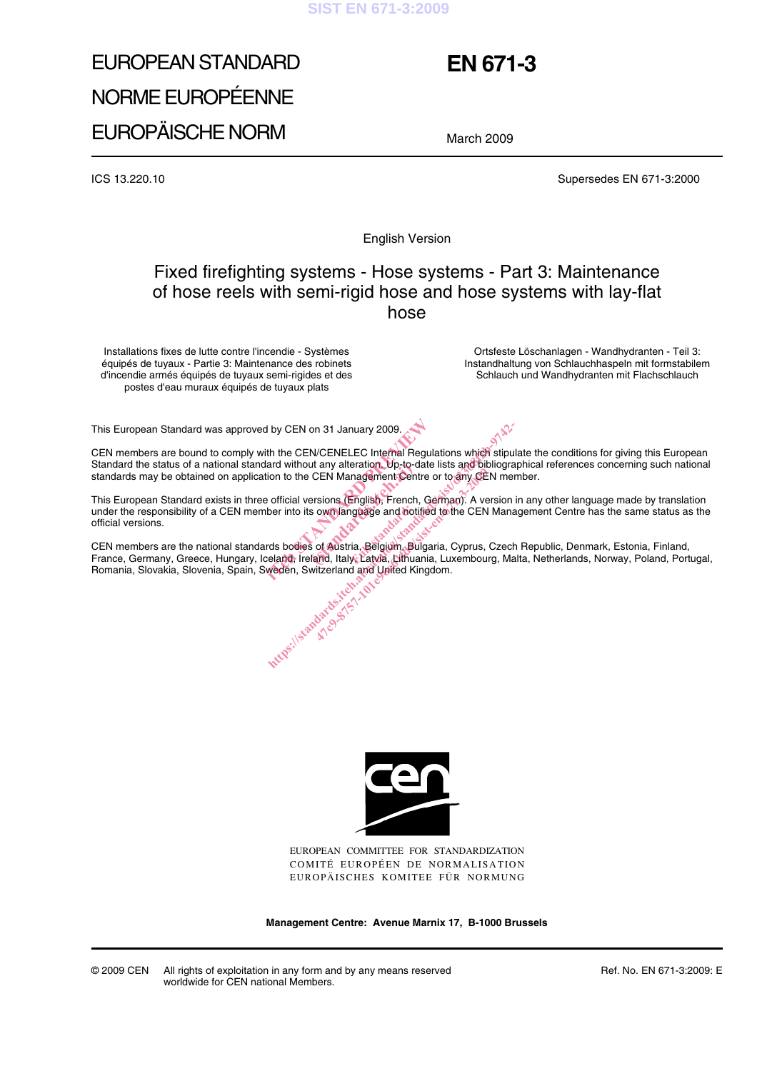# EUROPEAN STANDARD
# NORME EUROPÉENNE
# EUROPÄISCHE NORM

# EN 671-3

March 2009

ICS 13.220.10

Supersedes EN 671-3:2000

English Version

## Fixed firefighting systems - Hose systems - Part 3: Maintenance of hose reels with semi-rigid hose and hose systems with lay-flat hose

Installations fixes de lutte contre l'incendie - Systèmes équipés de tuyaux - Partie 3: Maintenance des robinets d'incendie armés équipés de tuyaux semi-rigides et des postes d'eau muraux équipés de tuyaux plats

Ortsfeste Löschanlagen - Wandhydranten - Teil 3: Instandhaltung von Schlauchhaspeln mit formstabilem Schlauch und Wandhydranten mit Flachschlauch

This European Standard was approved by CEN on 31 January 2009.

CEN members are bound to comply with the CEN/CENELEC Internal Regulations which stipulate the conditions for giving this European Standard the status of a national standard without any alteration. Up-to-date lists and bibliographical references concerning such national standards may be obtained on application to the CEN Management Centre or to any CEN member.

This European Standard exists in three official versions (English, French, German). A version in any other language made by translation under the responsibility of a CEN member into its own language and notified to the CEN Management Centre has the same status as the official versions.

CEN members are the national standards bodies of Austria, Belgium, Bulgaria, Cyprus, Czech Republic, Denmark, Estonia, Finland, France, Germany, Greece, Hungary, Iceland, Ireland, Italy, Latvia, Lithuania, Luxembourg, Malta, Netherlands, Norway, Poland, Portugal, Romania, Slovakia, Slovenia, Spain, Sweden, Switzerland and United Kingdom.

EUROPEAN COMMITTEE FOR STANDARDIZATION
COMITÉ EUROPÉEN DE NORMALISATION
EUROPÄISCHES KOMITEE FÜR NORMUNG

**Management Centre: Avenue Marnix 17, B-1000 Brussels**

© 2009 CEN All rights of exploitation in any form and by any means reserved worldwide for CEN national Members.

Ref. No. EN 671-3:2009: E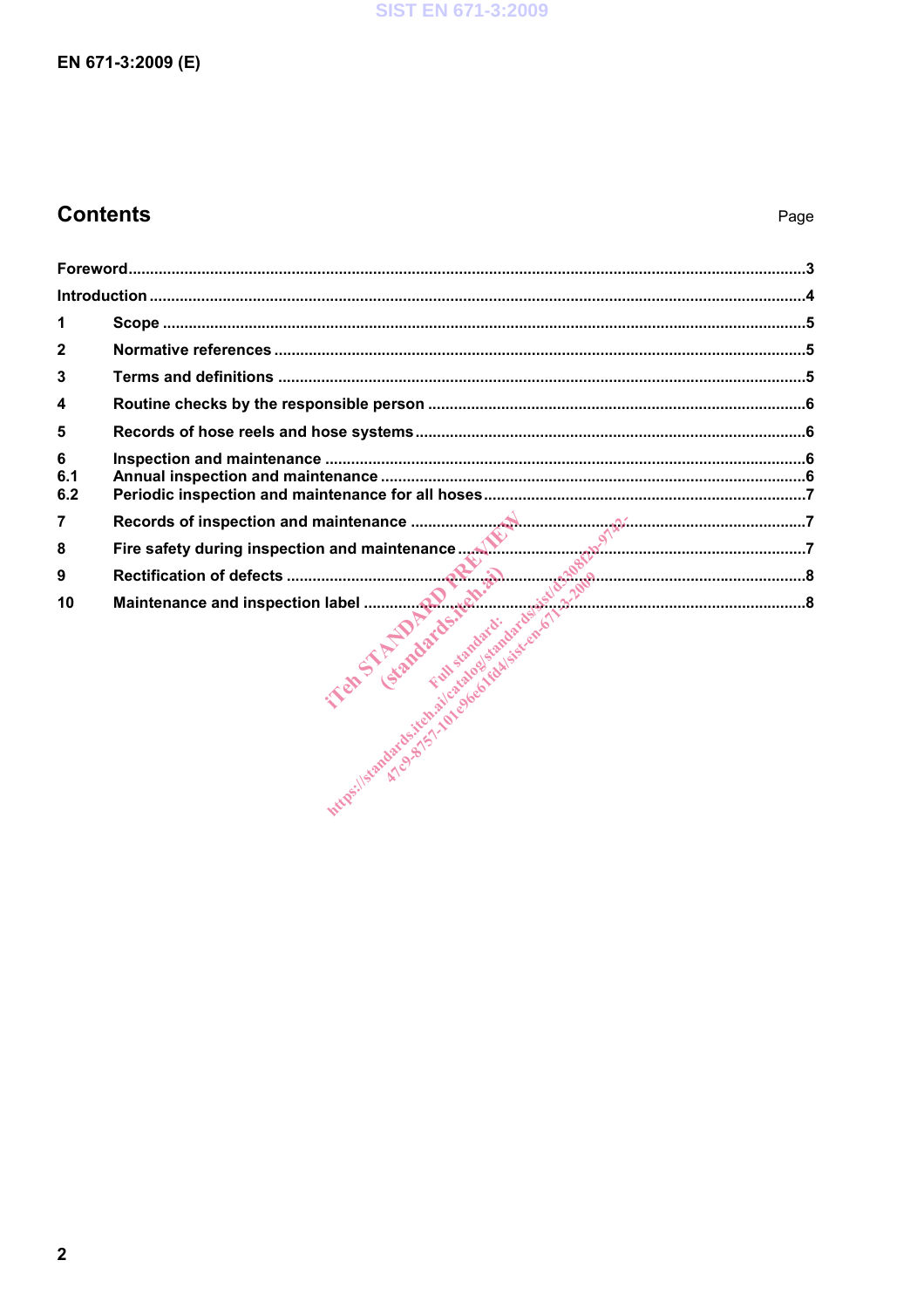## Contents

| | | Page |
|---|---|---|
| Foreword | | 3 |
| Introduction | | 4 |
| 1 | Scope | 5 |
| 2 | Normative references | 5 |
| 3 | Terms and definitions | 5 |
| 4 | Routine checks by the responsible person | 6 |
| 5 | Records of hose reels and hose systems | 6 |
| 6 | Inspection and maintenance | 6 |
| 6.1 | Annual inspection and maintenance | 6 |
| 6.2 | Periodic inspection and maintenance for all hoses | 7 |
| 7 | Records of inspection and maintenance | 7 |
| 8 | Fire safety during inspection and maintenance | 7 |
| 9 | Rectification of defects | 8 |
| 10 | Maintenance and inspection label | 8 |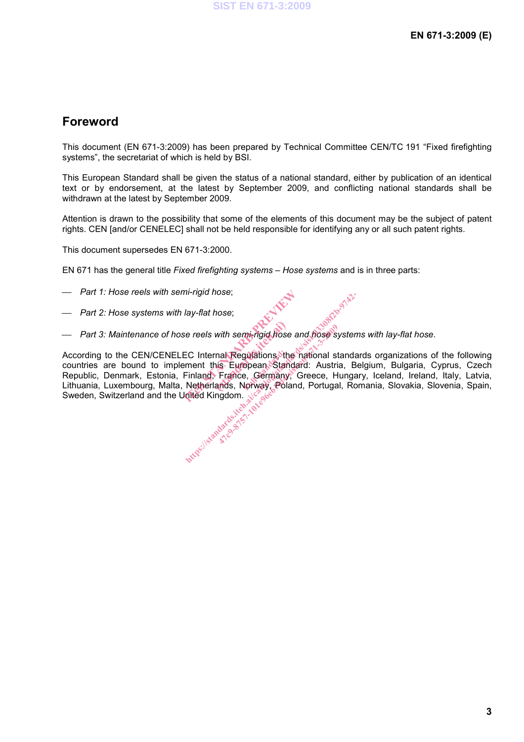# Foreword

This document (EN 671-3:2009) has been prepared by Technical Committee CEN/TC 191 "Fixed firefighting systems", the secretariat of which is held by BSI.

This European Standard shall be given the status of a national standard, either by publication of an identical text or by endorsement, at the latest by September 2009, and conflicting national standards shall be withdrawn at the latest by September 2009.

Attention is drawn to the possibility that some of the elements of this document may be the subject of patent rights. CEN [and/or CENELEC] shall not be held responsible for identifying any or all such patent rights.

This document supersedes EN 671-3:2000.

EN 671 has the general title *Fixed firefighting systems – Hose systems* and is in three parts:

- *Part 1: Hose reels with semi-rigid hose*;
- *Part 2: Hose systems with lay-flat hose*;
- *Part 3: Maintenance of hose reels with semi-rigid hose and hose systems with lay-flat hose*.

According to the CEN/CENELEC Internal Regulations, the national standards organizations of the following countries are bound to implement this European Standard: Austria, Belgium, Bulgaria, Cyprus, Czech Republic, Denmark, Estonia, Finland, France, Germany, Greece, Hungary, Iceland, Ireland, Italy, Latvia, Lithuania, Luxembourg, Malta, Netherlands, Norway, Poland, Portugal, Romania, Slovakia, Slovenia, Spain, Sweden, Switzerland and the United Kingdom.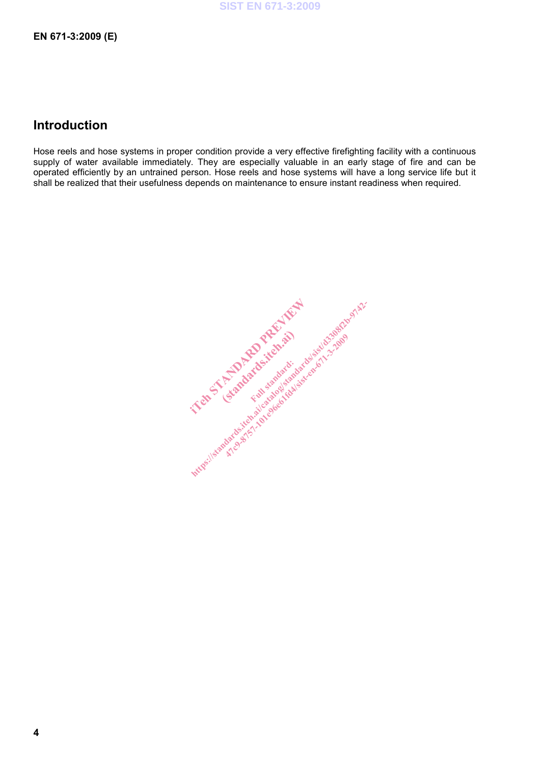## Introduction

Hose reels and hose systems in proper condition provide a very effective firefighting facility with a continuous supply of water available immediately. They are especially valuable in an early stage of fire and can be operated efficiently by an untrained person. Hose reels and hose systems will have a long service life but it shall be realized that their usefulness depends on maintenance to ensure instant readiness when required.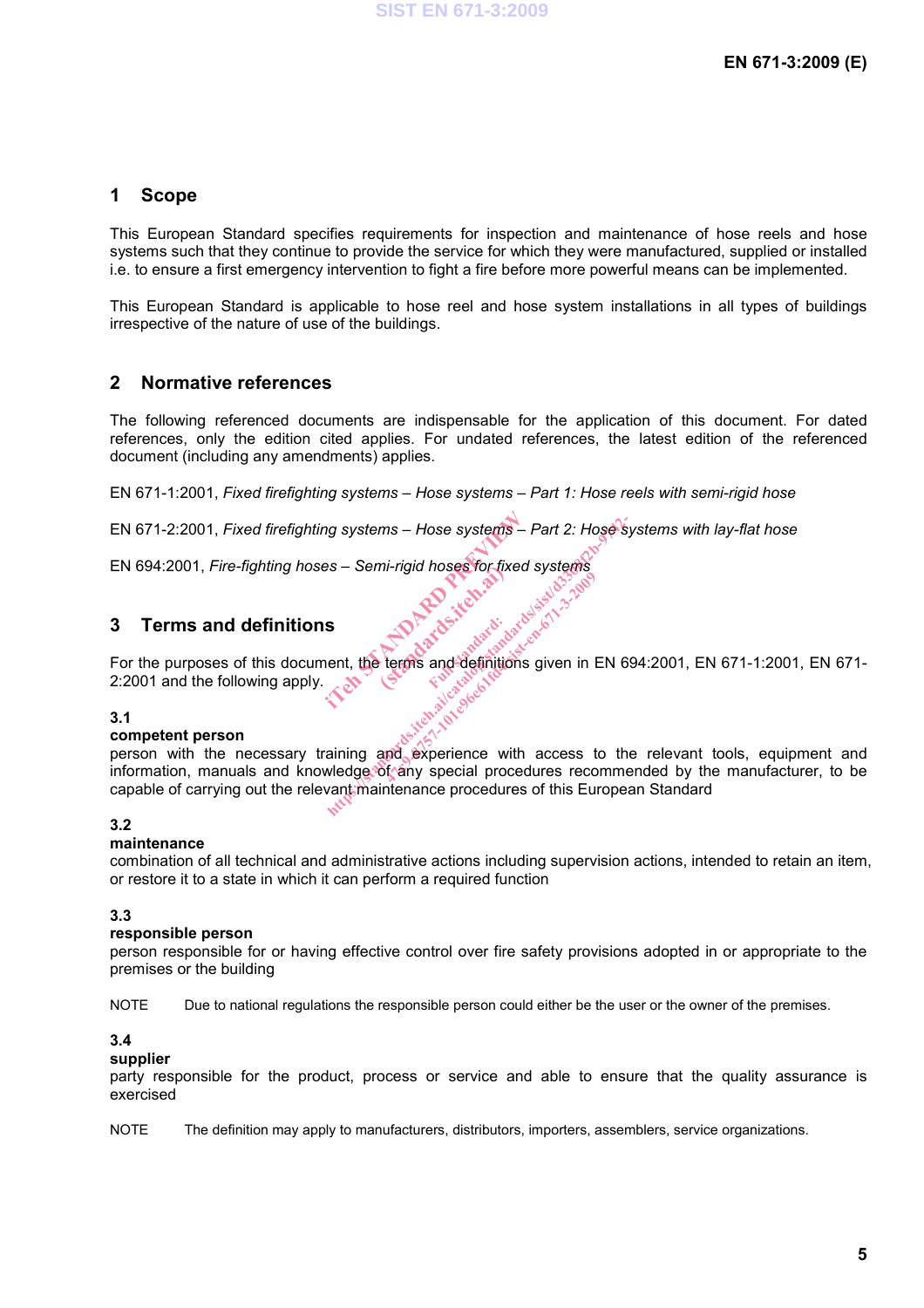# 1 Scope

This European Standard specifies requirements for inspection and maintenance of hose reels and hose systems such that they continue to provide the service for which they were manufactured, supplied or installed i.e. to ensure a first emergency intervention to fight a fire before more powerful means can be implemented.

This European Standard is applicable to hose reel and hose system installations in all types of buildings irrespective of the nature of use of the buildings.

# 2 Normative references

The following referenced documents are indispensable for the application of this document. For dated references, only the edition cited applies. For undated references, the latest edition of the referenced document (including any amendments) applies.

EN 671-1:2001, *Fixed firefighting systems – Hose systems – Part 1: Hose reels with semi-rigid hose*

EN 671-2:2001, *Fixed firefighting systems – Hose systems – Part 2: Hose systems with lay-flat hose*

EN 694:2001, *Fire-fighting hoses – Semi-rigid hoses for fixed systems*

# 3 Terms and definitions

For the purposes of this document, the terms and definitions given in EN 694:2001, EN 671-1:2001, EN 671-2:2001 and the following apply.

## 3.1

**competent person**

person with the necessary training and experience with access to the relevant tools, equipment and information, manuals and knowledge of any special procedures recommended by the manufacturer, to be capable of carrying out the relevant maintenance procedures of this European Standard

## 3.2

**maintenance**

combination of all technical and administrative actions including supervision actions, intended to retain an item, or restore it to a state in which it can perform a required function

## 3.3

**responsible person**

person responsible for or having effective control over fire safety provisions adopted in or appropriate to the premises or the building

NOTE Due to national regulations the responsible person could either be the user or the owner of the premises.

## 3.4

**supplier**

party responsible for the product, process or service and able to ensure that the quality assurance is exercised

NOTE The definition may apply to manufacturers, distributors, importers, assemblers, service organizations.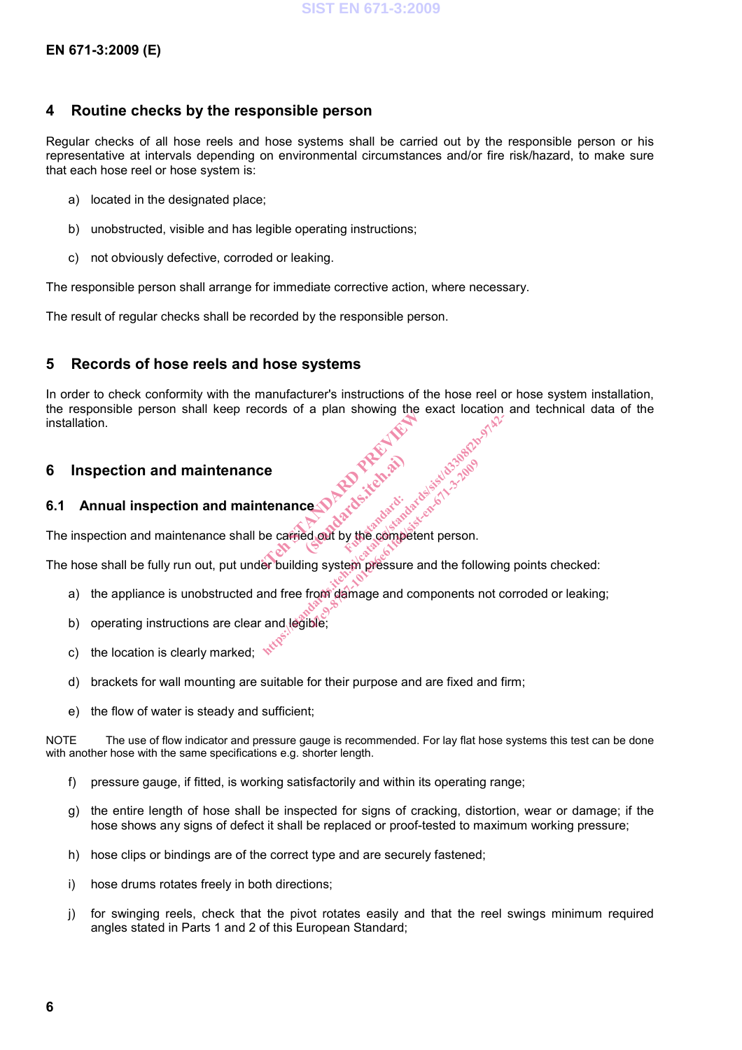## 4 Routine checks by the responsible person

Regular checks of all hose reels and hose systems shall be carried out by the responsible person or his representative at intervals depending on environmental circumstances and/or fire risk/hazard, to make sure that each hose reel or hose system is:

a) located in the designated place;

b) unobstructed, visible and has legible operating instructions;

c) not obviously defective, corroded or leaking.

The responsible person shall arrange for immediate corrective action, where necessary.

The result of regular checks shall be recorded by the responsible person.

## 5 Records of hose reels and hose systems

In order to check conformity with the manufacturer's instructions of the hose reel or hose system installation, the responsible person shall keep records of a plan showing the exact location and technical data of the installation.

## 6 Inspection and maintenance

### 6.1 Annual inspection and maintenance

The inspection and maintenance shall be carried out by the competent person.

The hose shall be fully run out, put under building system pressure and the following points checked:

a) the appliance is unobstructed and free from damage and components not corroded or leaking;

b) operating instructions are clear and legible;

c) the location is clearly marked;

d) brackets for wall mounting are suitable for their purpose and are fixed and firm;

e) the flow of water is steady and sufficient;

NOTE The use of flow indicator and pressure gauge is recommended. For lay flat hose systems this test can be done with another hose with the same specifications e.g. shorter length.

f) pressure gauge, if fitted, is working satisfactorily and within its operating range;

g) the entire length of hose shall be inspected for signs of cracking, distortion, wear or damage; if the hose shows any signs of defect it shall be replaced or proof-tested to maximum working pressure;

h) hose clips or bindings are of the correct type and are securely fastened;

i) hose drums rotates freely in both directions;

j) for swinging reels, check that the pivot rotates easily and that the reel swings minimum required angles stated in Parts 1 and 2 of this European Standard;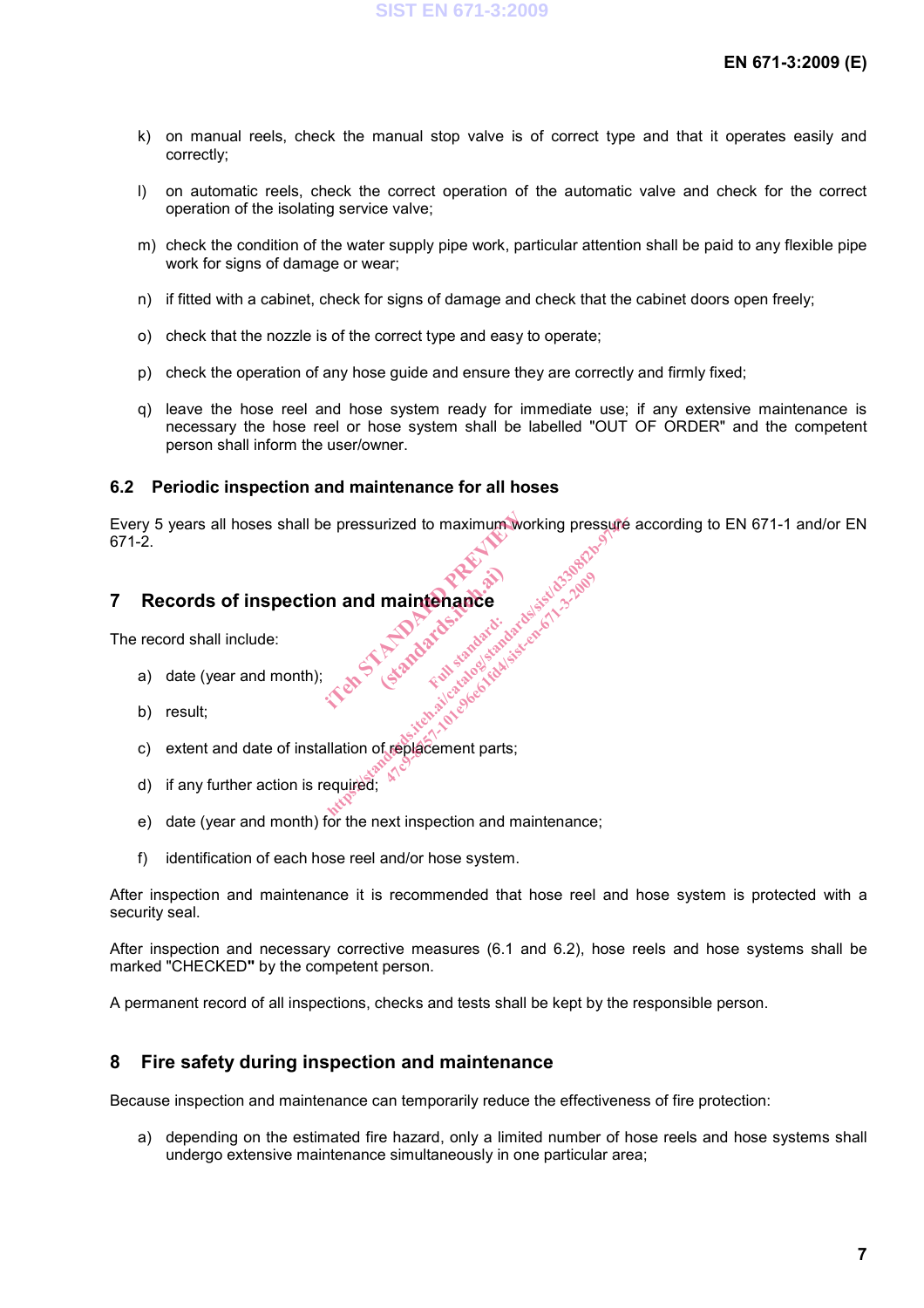k) on manual reels, check the manual stop valve is of correct type and that it operates easily and correctly;

l) on automatic reels, check the correct operation of the automatic valve and check for the correct operation of the isolating service valve;

m) check the condition of the water supply pipe work, particular attention shall be paid to any flexible pipe work for signs of damage or wear;

n) if fitted with a cabinet, check for signs of damage and check that the cabinet doors open freely;

o) check that the nozzle is of the correct type and easy to operate;

p) check the operation of any hose guide and ensure they are correctly and firmly fixed;

q) leave the hose reel and hose system ready for immediate use; if any extensive maintenance is necessary the hose reel or hose system shall be labelled "OUT OF ORDER" and the competent person shall inform the user/owner.

### 6.2 Periodic inspection and maintenance for all hoses

Every 5 years all hoses shall be pressurized to maximum working pressure according to EN 671-1 and/or EN 671-2.

## 7 Records of inspection and maintenance

The record shall include:

a) date (year and month);

b) result;

c) extent and date of installation of replacement parts;

d) if any further action is required;

e) date (year and month) for the next inspection and maintenance;

f) identification of each hose reel and/or hose system.

After inspection and maintenance it is recommended that hose reel and hose system is protected with a security seal.

After inspection and necessary corrective measures (6.1 and 6.2), hose reels and hose systems shall be marked "CHECKED**"** by the competent person.

A permanent record of all inspections, checks and tests shall be kept by the responsible person.

## 8 Fire safety during inspection and maintenance

Because inspection and maintenance can temporarily reduce the effectiveness of fire protection:

a) depending on the estimated fire hazard, only a limited number of hose reels and hose systems shall undergo extensive maintenance simultaneously in one particular area;